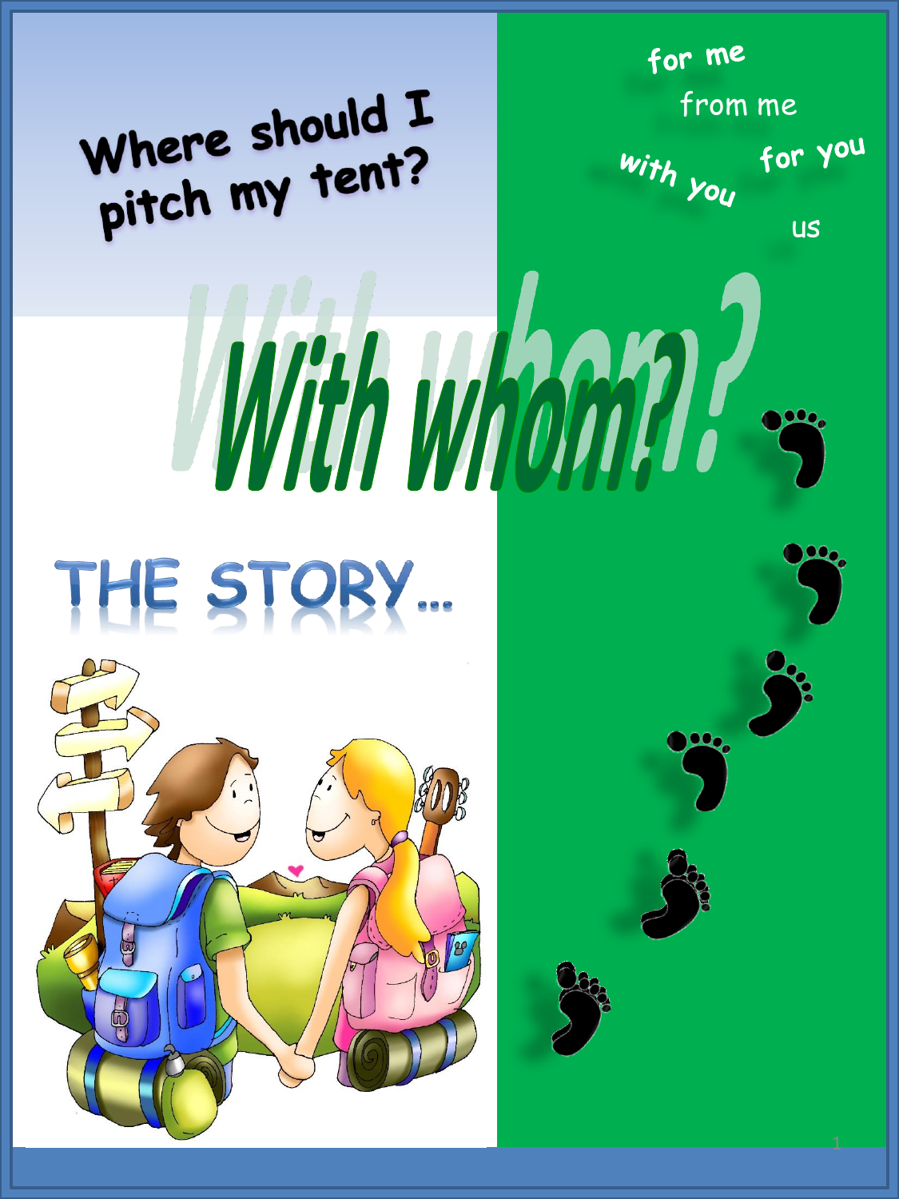# Where should I pitch my tent?

for me

from me

with you

for you

us

# With whom?

## THE STORY...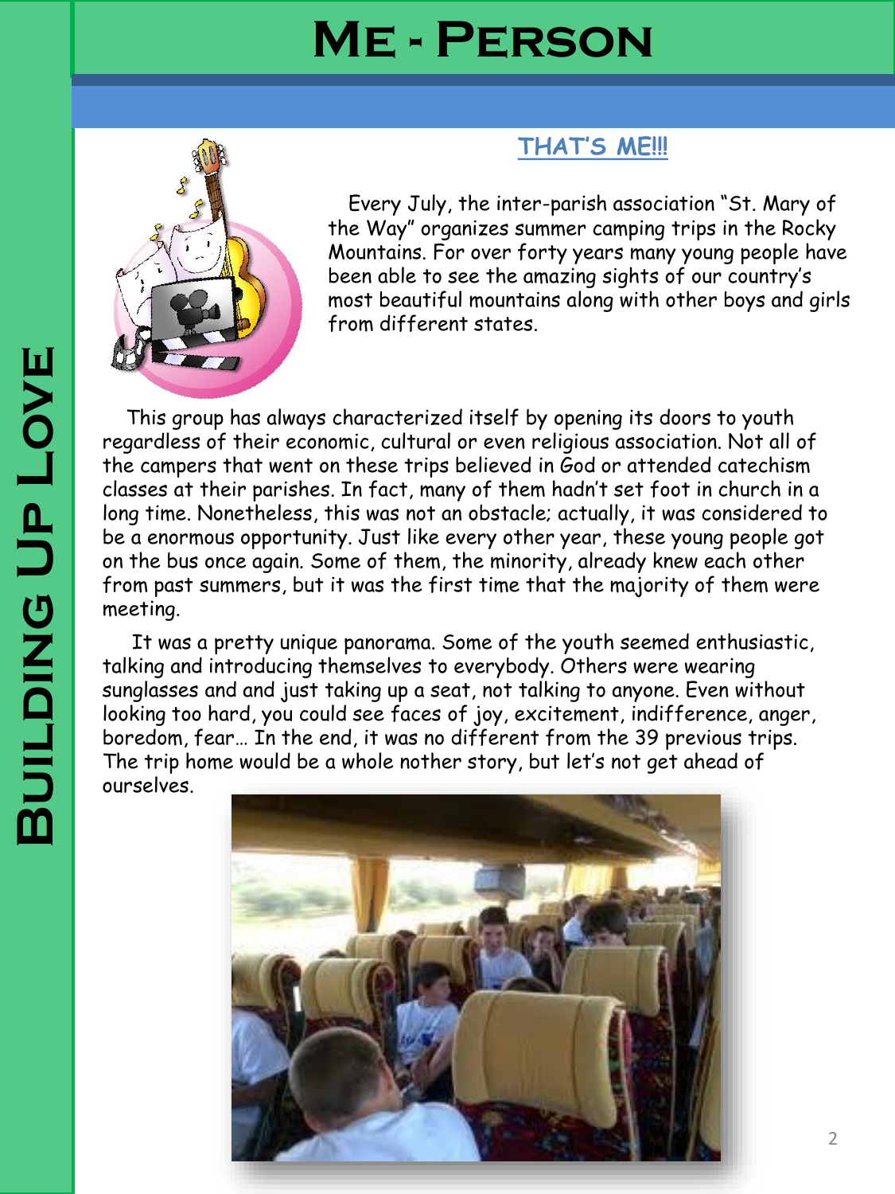# Me - Person

## THAT'S ME!!!

Every July, the inter-parish association "St. Mary of the Way" organizes summer camping trips in the Rocky Mountains. For over forty years many young people have been able to see the amazing sights of our country's most beautiful mountains along with other boys and girls from different states.

This group has always characterized itself by opening its doors to youth regardless of their economic, cultural or even religious association. Not all of the campers that went on these trips believed in God or attended catechism classes at their parishes. In fact, many of them hadn't set foot in church in a long time. Nonetheless, this was not an obstacle; actually, it was considered to be a enormous opportunity. Just like every other year, these young people got on the bus once again. Some of them, the minority, already knew each other from past summers, but it was the first time that the majority of them were meeting.

It was a pretty unique panorama. Some of the youth seemed enthusiastic, talking and introducing themselves to everybody. Others were wearing sunglasses and and just taking up a seat, not talking to anyone. Even without looking too hard, you could see faces of joy, excitement, indifference, anger, boredom, fear… In the end, it was no different from the 39 previous trips. The trip home would be a whole nother story, but let's not get ahead of ourselves.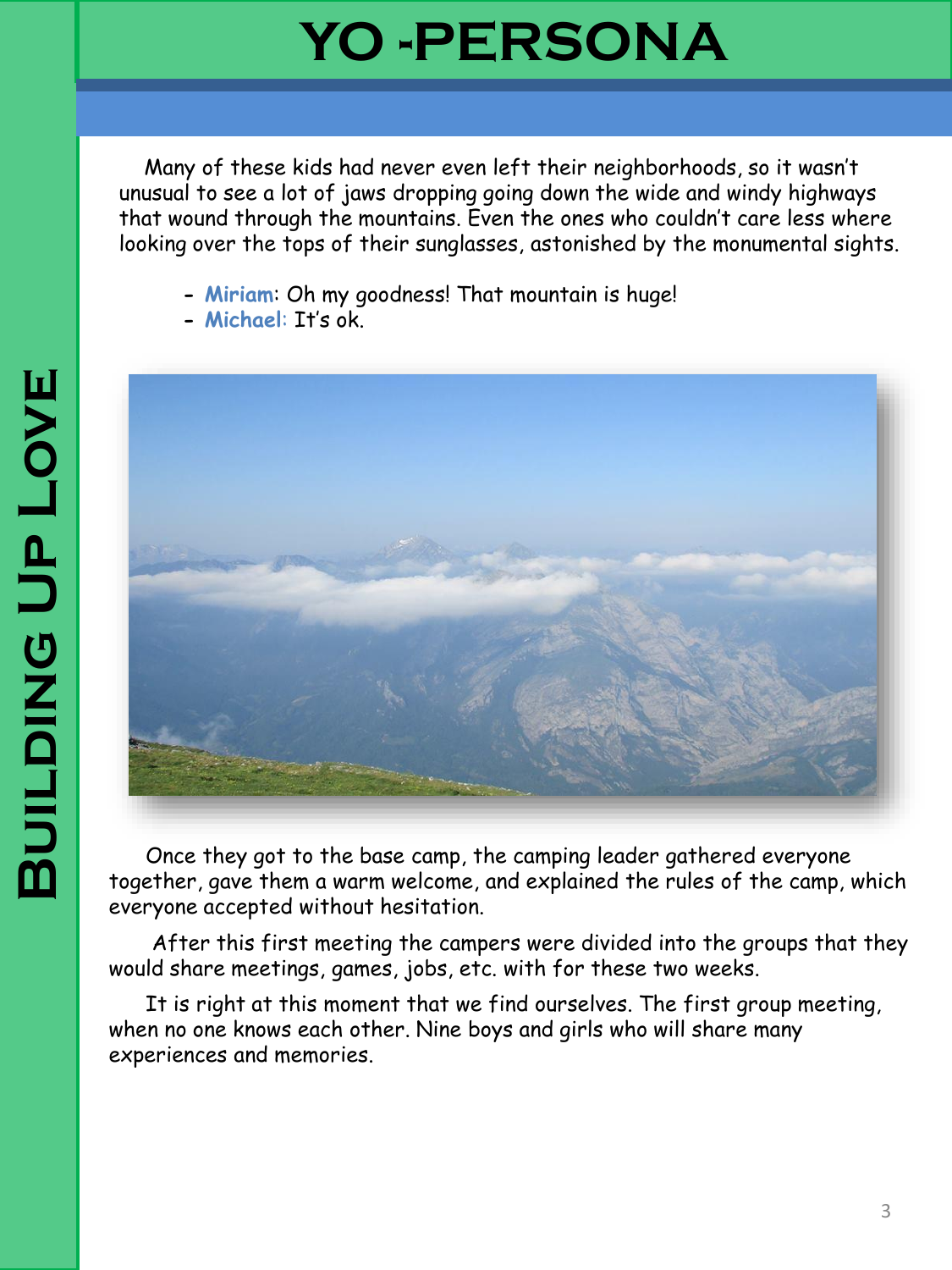# YO -PERSONA

Many of these kids had never even left their neighborhoods, so it wasn't unusual to see a lot of jaws dropping going down the wide and windy highways that wound through the mountains. Even the ones who couldn't care less where looking over the tops of their sunglasses, astonished by the monumental sights.

- **Miriam**: Oh my goodness! That mountain is huge!
- **Michael:** It's ok.

Once they got to the base camp, the camping leader gathered everyone together, gave them a warm welcome, and explained the rules of the camp, which everyone accepted without hesitation.

After this first meeting the campers were divided into the groups that they would share meetings, games, jobs, etc. with for these two weeks.

It is right at this moment that we find ourselves. The first group meeting, when no one knows each other. Nine boys and girls who will share many experiences and memories.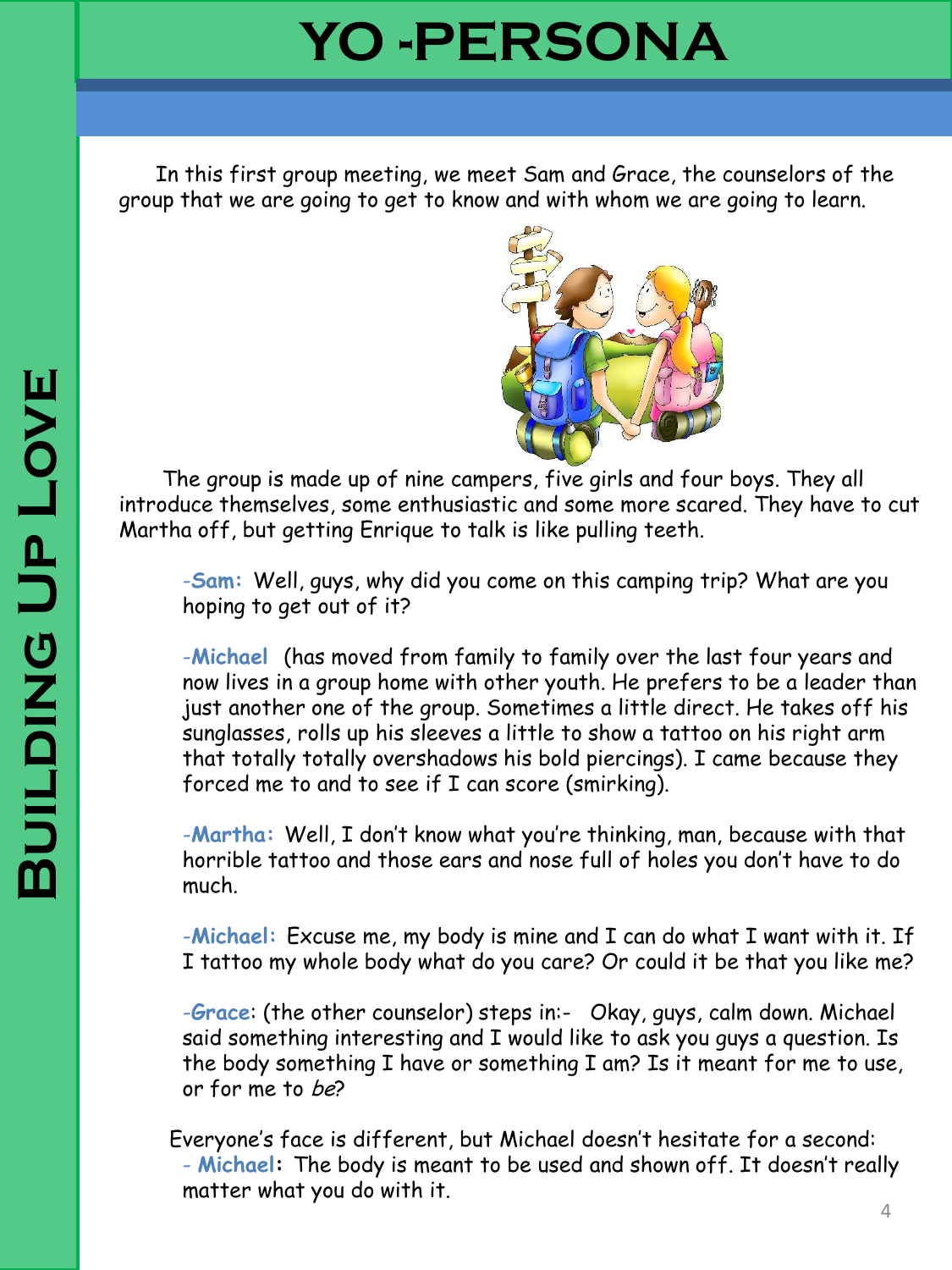# YO -PERSONA

In this first group meeting, we meet Sam and Grace, the counselors of the group that we are going to get to know and with whom we are going to learn.

The group is made up of nine campers, five girls and four boys. They all introduce themselves, some enthusiastic and some more scared. They have to cut Martha off, but getting Enrique to talk is like pulling teeth.

-**Sam:** Well, guys, why did you come on this camping trip? What are you hoping to get out of it?

-**Michael** (has moved from family to family over the last four years and now lives in a group home with other youth. He prefers to be a leader than just another one of the group. Sometimes a little direct. He takes off his sunglasses, rolls up his sleeves a little to show a tattoo on his right arm that totally totally overshadows his bold piercings). I came because they forced me to and to see if I can score (smirking).

-**Martha:** Well, I don't know what you're thinking, man, because with that horrible tattoo and those ears and nose full of holes you don't have to do much.

-**Michael:** Excuse me, my body is mine and I can do what I want with it. If I tattoo my whole body what do you care? Or could it be that you like me?

-**Grace**: (the other counselor) steps in:- Okay, guys, calm down. Michael said something interesting and I would like to ask you guys a question. Is the body something I have or something I am? Is it meant for me to use, or for me to *be*?

Everyone's face is different, but Michael doesn't hesitate for a second:
- **Michael:** The body is meant to be used and shown off. It doesn't really matter what you do with it.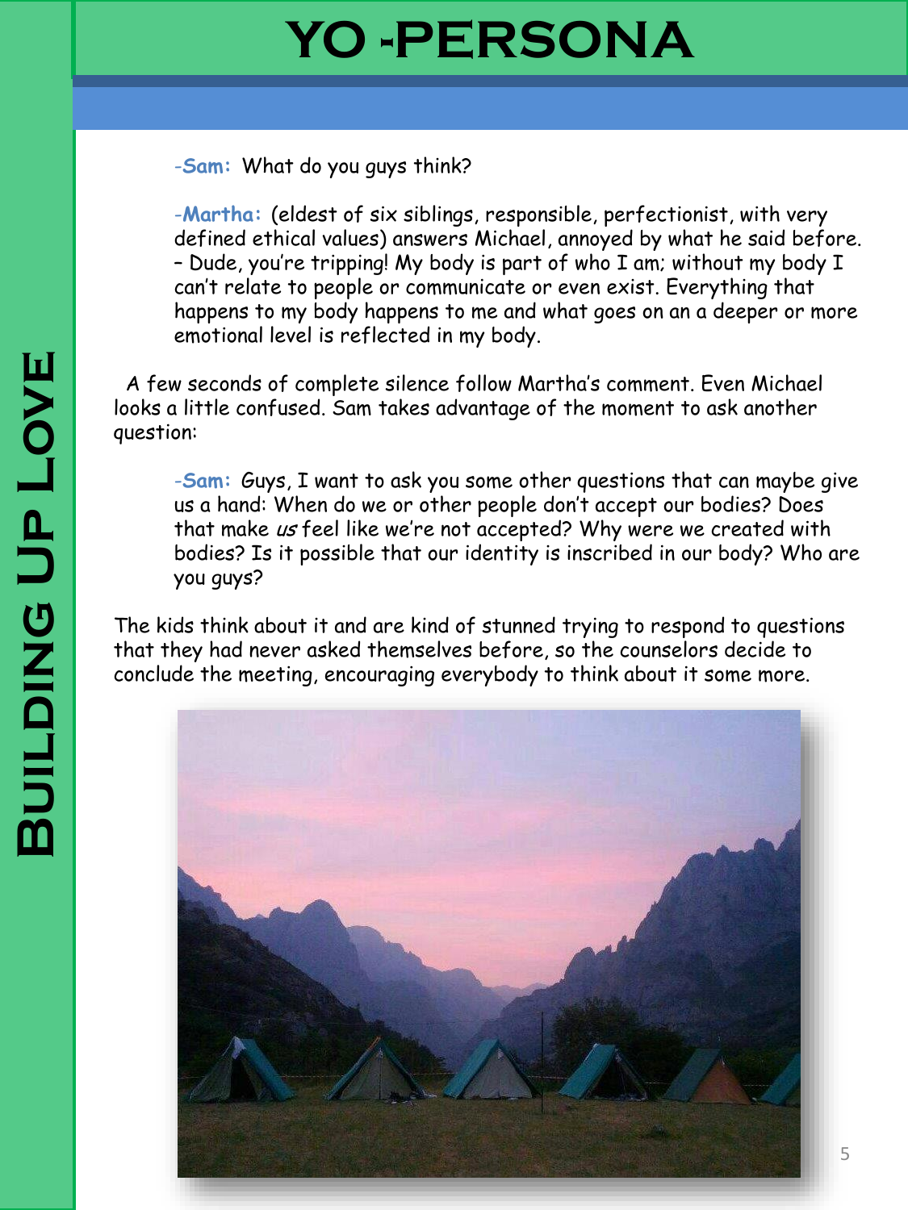# YO -PERSONA

-**Sam:** What do you guys think?

-**Martha:** (eldest of six siblings, responsible, perfectionist, with very defined ethical values) answers Michael, annoyed by what he said before. – Dude, you're tripping! My body is part of who I am; without my body I can't relate to people or communicate or even exist. Everything that happens to my body happens to me and what goes on an a deeper or more emotional level is reflected in my body.

A few seconds of complete silence follow Martha's comment. Even Michael looks a little confused. Sam takes advantage of the moment to ask another question:

-**Sam:** Guys, I want to ask you some other questions that can maybe give us a hand: When do we or other people don't accept our bodies? Does that make *us* feel like we're not accepted? Why were we created with bodies? Is it possible that our identity is inscribed in our body? Who are you guys?

The kids think about it and are kind of stunned trying to respond to questions that they had never asked themselves before, so the counselors decide to conclude the meeting, encouraging everybody to think about it some more.